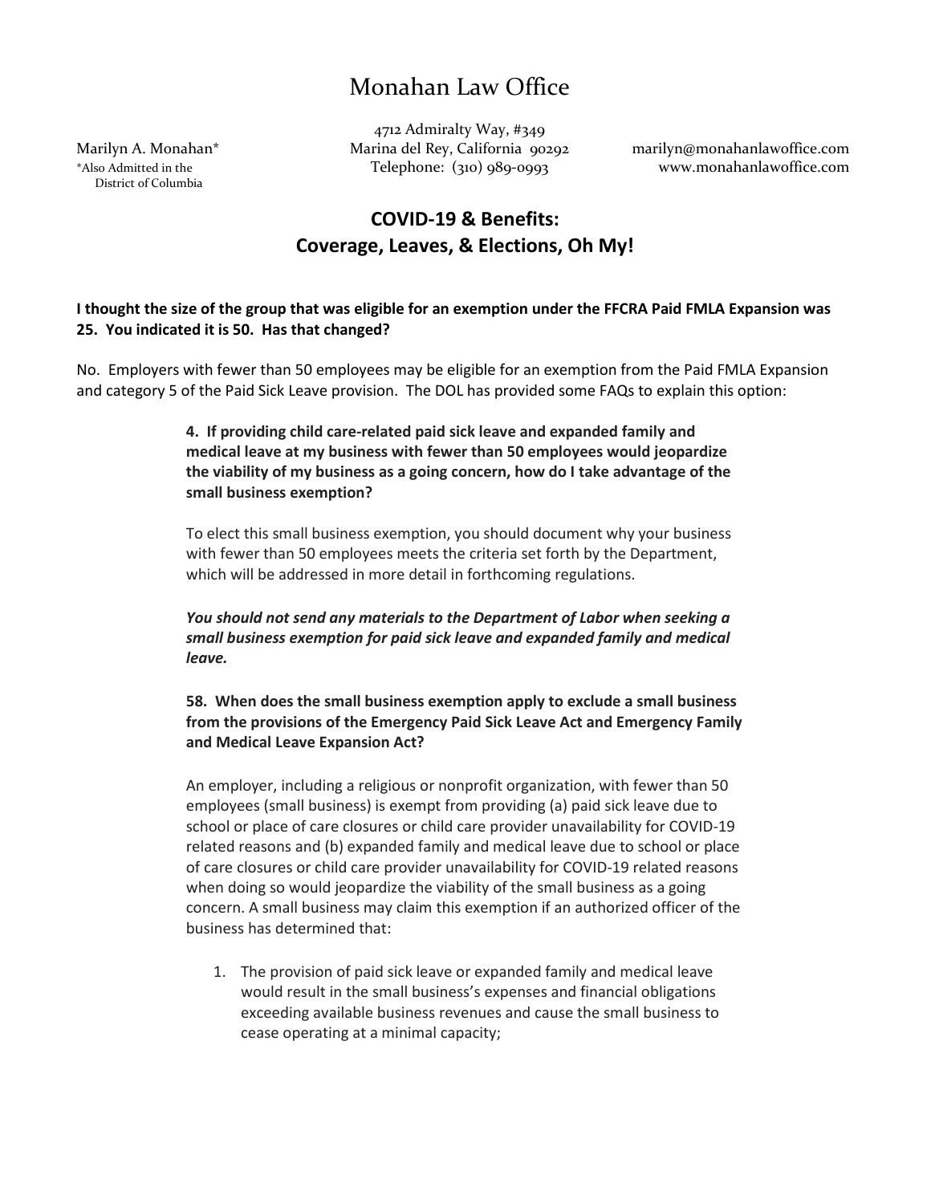# Monahan Law Office

Marilyn A. Monahan*
*Also Admitted in the District of Columbia

4712 Admiralty Way, #349
Marina del Rey, California 90292
Telephone: (310) 989-0993

marilyn@monahanlawoffice.com
www.monahanlawoffice.com

## COVID-19 & Benefits: Coverage, Leaves, & Elections, Oh My!

**I thought the size of the group that was eligible for an exemption under the FFCRA Paid FMLA Expansion was 25. You indicated it is 50. Has that changed?**

No. Employers with fewer than 50 employees may be eligible for an exemption from the Paid FMLA Expansion and category 5 of the Paid Sick Leave provision. The DOL has provided some FAQs to explain this option:

> **4. If providing child care-related paid sick leave and expanded family and medical leave at my business with fewer than 50 employees would jeopardize the viability of my business as a going concern, how do I take advantage of the small business exemption?**
>
> To elect this small business exemption, you should document why your business with fewer than 50 employees meets the criteria set forth by the Department, which will be addressed in more detail in forthcoming regulations.
>
> ***You should not send any materials to the Department of Labor when seeking a small business exemption for paid sick leave and expanded family and medical leave.***
>
> **58. When does the small business exemption apply to exclude a small business from the provisions of the Emergency Paid Sick Leave Act and Emergency Family and Medical Leave Expansion Act?**
>
> An employer, including a religious or nonprofit organization, with fewer than 50 employees (small business) is exempt from providing (a) paid sick leave due to school or place of care closures or child care provider unavailability for COVID-19 related reasons and (b) expanded family and medical leave due to school or place of care closures or child care provider unavailability for COVID-19 related reasons when doing so would jeopardize the viability of the small business as a going concern. A small business may claim this exemption if an authorized officer of the business has determined that:
>
> 1. The provision of paid sick leave or expanded family and medical leave would result in the small business's expenses and financial obligations exceeding available business revenues and cause the small business to cease operating at a minimal capacity;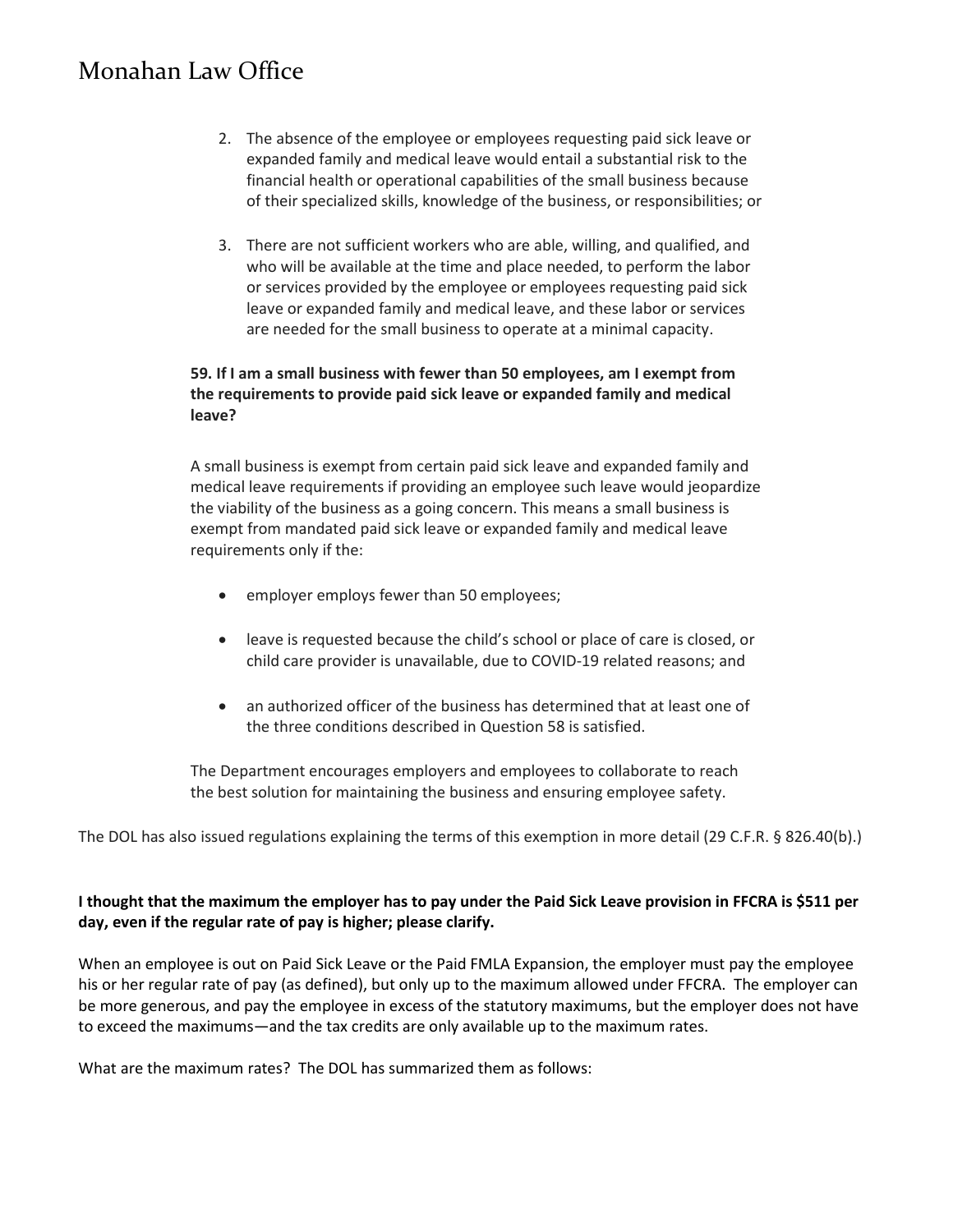2. The absence of the employee or employees requesting paid sick leave or expanded family and medical leave would entail a substantial risk to the financial health or operational capabilities of the small business because of their specialized skills, knowledge of the business, or responsibilities; or

3. There are not sufficient workers who are able, willing, and qualified, and who will be available at the time and place needed, to perform the labor or services provided by the employee or employees requesting paid sick leave or expanded family and medical leave, and these labor or services are needed for the small business to operate at a minimal capacity.

**59. If I am a small business with fewer than 50 employees, am I exempt from the requirements to provide paid sick leave or expanded family and medical leave?**

A small business is exempt from certain paid sick leave and expanded family and medical leave requirements if providing an employee such leave would jeopardize the viability of the business as a going concern. This means a small business is exempt from mandated paid sick leave or expanded family and medical leave requirements only if the:

- employer employs fewer than 50 employees;
- leave is requested because the child's school or place of care is closed, or child care provider is unavailable, due to COVID-19 related reasons; and
- an authorized officer of the business has determined that at least one of the three conditions described in Question 58 is satisfied.

The Department encourages employers and employees to collaborate to reach the best solution for maintaining the business and ensuring employee safety.

The DOL has also issued regulations explaining the terms of this exemption in more detail (29 C.F.R. § 826.40(b).)

**I thought that the maximum the employer has to pay under the Paid Sick Leave provision in FFCRA is $511 per day, even if the regular rate of pay is higher; please clarify.**

When an employee is out on Paid Sick Leave or the Paid FMLA Expansion, the employer must pay the employee his or her regular rate of pay (as defined), but only up to the maximum allowed under FFCRA. The employer can be more generous, and pay the employee in excess of the statutory maximums, but the employer does not have to exceed the maximums—and the tax credits are only available up to the maximum rates.

What are the maximum rates? The DOL has summarized them as follows: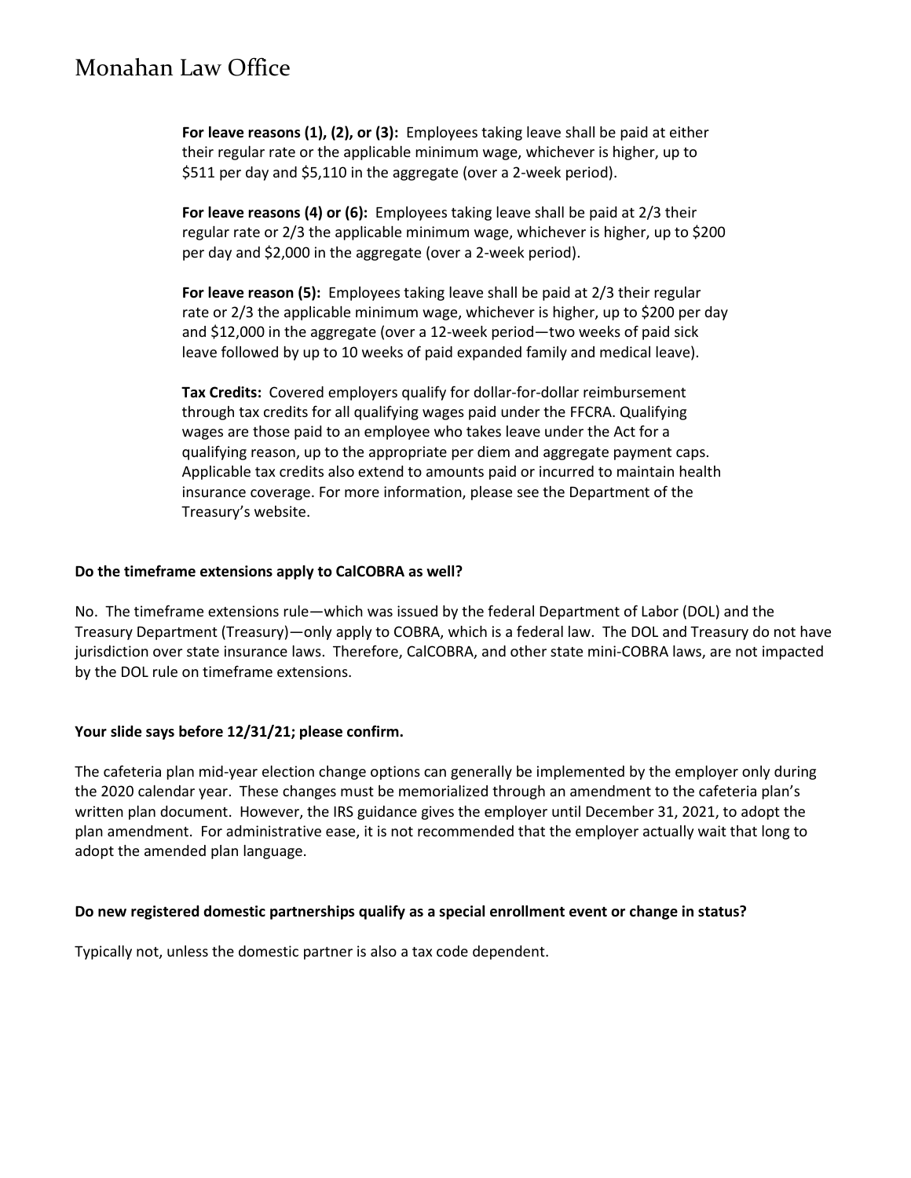**For leave reasons (1), (2), or (3):** Employees taking leave shall be paid at either their regular rate or the applicable minimum wage, whichever is higher, up to $511 per day and $5,110 in the aggregate (over a 2-week period).

**For leave reasons (4) or (6):** Employees taking leave shall be paid at 2/3 their regular rate or 2/3 the applicable minimum wage, whichever is higher, up to $200 per day and $2,000 in the aggregate (over a 2-week period).

**For leave reason (5):** Employees taking leave shall be paid at 2/3 their regular rate or 2/3 the applicable minimum wage, whichever is higher, up to $200 per day and $12,000 in the aggregate (over a 12-week period—two weeks of paid sick leave followed by up to 10 weeks of paid expanded family and medical leave).

**Tax Credits:** Covered employers qualify for dollar-for-dollar reimbursement through tax credits for all qualifying wages paid under the FFCRA. Qualifying wages are those paid to an employee who takes leave under the Act for a qualifying reason, up to the appropriate per diem and aggregate payment caps. Applicable tax credits also extend to amounts paid or incurred to maintain health insurance coverage. For more information, please see the Department of the Treasury's website.

**Do the timeframe extensions apply to CalCOBRA as well?**

No. The timeframe extensions rule—which was issued by the federal Department of Labor (DOL) and the Treasury Department (Treasury)—only apply to COBRA, which is a federal law. The DOL and Treasury do not have jurisdiction over state insurance laws. Therefore, CalCOBRA, and other state mini-COBRA laws, are not impacted by the DOL rule on timeframe extensions.

**Your slide says before 12/31/21; please confirm.**

The cafeteria plan mid-year election change options can generally be implemented by the employer only during the 2020 calendar year. These changes must be memorialized through an amendment to the cafeteria plan's written plan document. However, the IRS guidance gives the employer until December 31, 2021, to adopt the plan amendment. For administrative ease, it is not recommended that the employer actually wait that long to adopt the amended plan language.

**Do new registered domestic partnerships qualify as a special enrollment event or change in status?**

Typically not, unless the domestic partner is also a tax code dependent.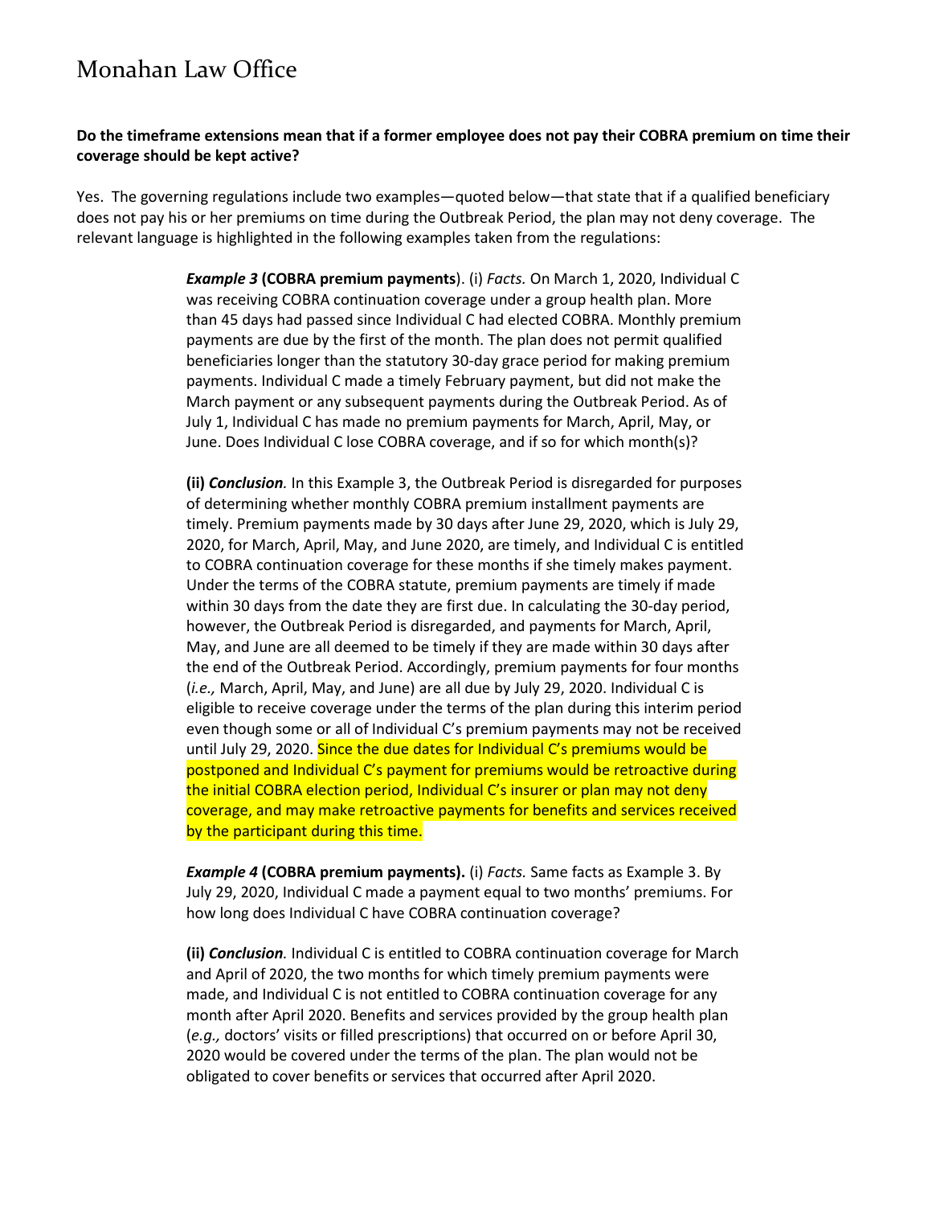**Do the timeframe extensions mean that if a former employee does not pay their COBRA premium on time their coverage should be kept active?**

Yes. The governing regulations include two examples—quoted below—that state that if a qualified beneficiary does not pay his or her premiums on time during the Outbreak Period, the plan may not deny coverage. The relevant language is highlighted in the following examples taken from the regulations:

> ***Example 3*** **(COBRA premium payments**). (i) *Facts.* On March 1, 2020, Individual C was receiving COBRA continuation coverage under a group health plan. More than 45 days had passed since Individual C had elected COBRA. Monthly premium payments are due by the first of the month. The plan does not permit qualified beneficiaries longer than the statutory 30-day grace period for making premium payments. Individual C made a timely February payment, but did not make the March payment or any subsequent payments during the Outbreak Period. As of July 1, Individual C has made no premium payments for March, April, May, or June. Does Individual C lose COBRA coverage, and if so for which month(s)?
>
> **(ii)** ***Conclusion.*** In this Example 3, the Outbreak Period is disregarded for purposes of determining whether monthly COBRA premium installment payments are timely. Premium payments made by 30 days after June 29, 2020, which is July 29, 2020, for March, April, May, and June 2020, are timely, and Individual C is entitled to COBRA continuation coverage for these months if she timely makes payment. Under the terms of the COBRA statute, premium payments are timely if made within 30 days from the date they are first due. In calculating the 30-day period, however, the Outbreak Period is disregarded, and payments for March, April, May, and June are all deemed to be timely if they are made within 30 days after the end of the Outbreak Period. Accordingly, premium payments for four months (*i.e.,* March, April, May, and June) are all due by July 29, 2020. Individual C is eligible to receive coverage under the terms of the plan during this interim period even though some or all of Individual C's premium payments may not be received until July 29, 2020. Since the due dates for Individual C's premiums would be postponed and Individual C's payment for premiums would be retroactive during the initial COBRA election period, Individual C's insurer or plan may not deny coverage, and may make retroactive payments for benefits and services received by the participant during this time.
>
> ***Example 4*** **(COBRA premium payments).** (i) *Facts.* Same facts as Example 3. By July 29, 2020, Individual C made a payment equal to two months' premiums. For how long does Individual C have COBRA continuation coverage?
>
> **(ii)** ***Conclusion.*** Individual C is entitled to COBRA continuation coverage for March and April of 2020, the two months for which timely premium payments were made, and Individual C is not entitled to COBRA continuation coverage for any month after April 2020. Benefits and services provided by the group health plan (*e.g.,* doctors' visits or filled prescriptions) that occurred on or before April 30, 2020 would be covered under the terms of the plan. The plan would not be obligated to cover benefits or services that occurred after April 2020.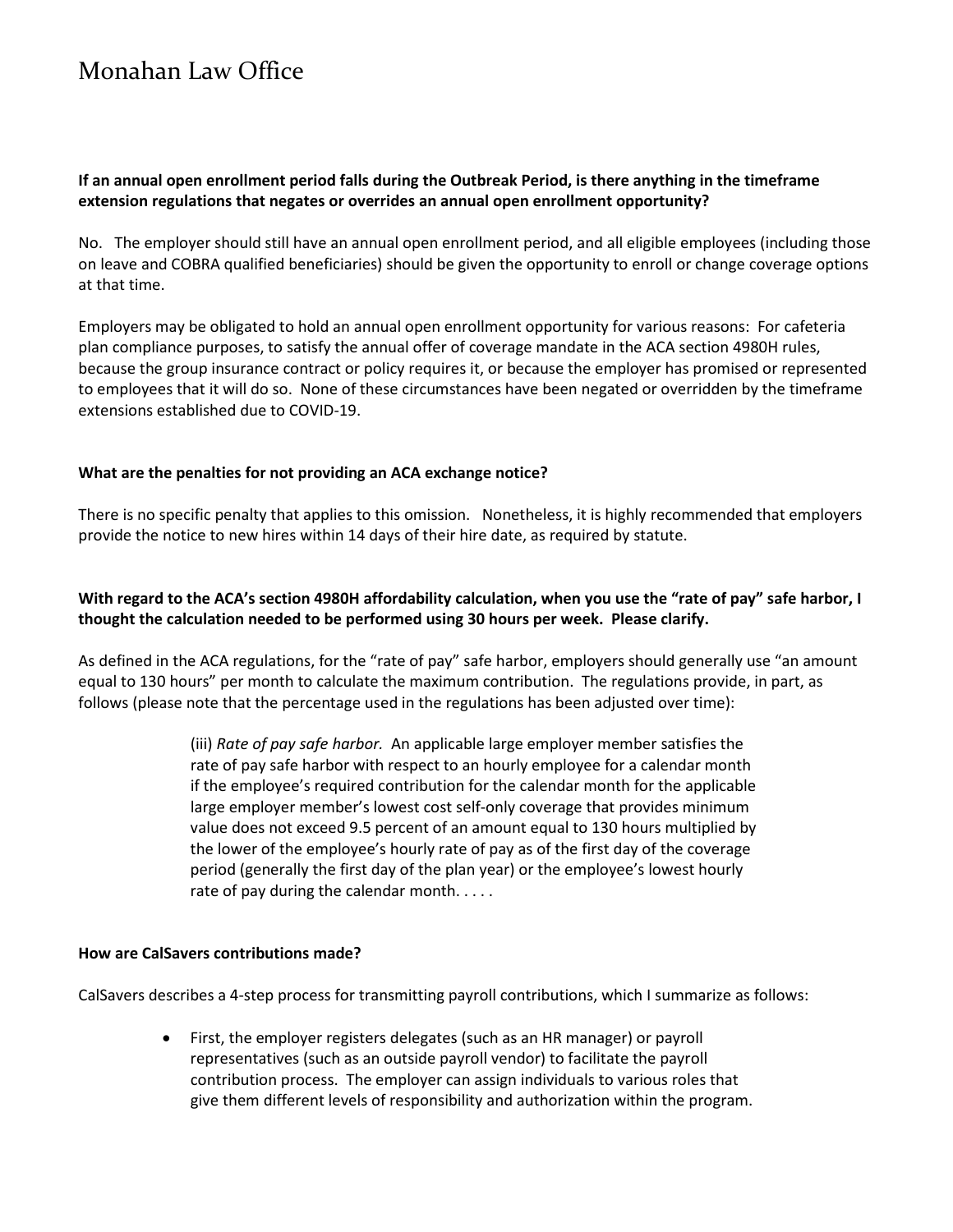**If an annual open enrollment period falls during the Outbreak Period, is there anything in the timeframe extension regulations that negates or overrides an annual open enrollment opportunity?**

No. The employer should still have an annual open enrollment period, and all eligible employees (including those on leave and COBRA qualified beneficiaries) should be given the opportunity to enroll or change coverage options at that time.

Employers may be obligated to hold an annual open enrollment opportunity for various reasons: For cafeteria plan compliance purposes, to satisfy the annual offer of coverage mandate in the ACA section 4980H rules, because the group insurance contract or policy requires it, or because the employer has promised or represented to employees that it will do so. None of these circumstances have been negated or overridden by the timeframe extensions established due to COVID-19.

**What are the penalties for not providing an ACA exchange notice?**

There is no specific penalty that applies to this omission. Nonetheless, it is highly recommended that employers provide the notice to new hires within 14 days of their hire date, as required by statute.

**With regard to the ACA's section 4980H affordability calculation, when you use the "rate of pay" safe harbor, I thought the calculation needed to be performed using 30 hours per week. Please clarify.**

As defined in the ACA regulations, for the "rate of pay" safe harbor, employers should generally use "an amount equal to 130 hours" per month to calculate the maximum contribution. The regulations provide, in part, as follows (please note that the percentage used in the regulations has been adjusted over time):

> (iii) *Rate of pay safe harbor.* An applicable large employer member satisfies the rate of pay safe harbor with respect to an hourly employee for a calendar month if the employee's required contribution for the calendar month for the applicable large employer member's lowest cost self-only coverage that provides minimum value does not exceed 9.5 percent of an amount equal to 130 hours multiplied by the lower of the employee's hourly rate of pay as of the first day of the coverage period (generally the first day of the plan year) or the employee's lowest hourly rate of pay during the calendar month. . . . .

**How are CalSavers contributions made?**

CalSavers describes a 4-step process for transmitting payroll contributions, which I summarize as follows:

- First, the employer registers delegates (such as an HR manager) or payroll representatives (such as an outside payroll vendor) to facilitate the payroll contribution process. The employer can assign individuals to various roles that give them different levels of responsibility and authorization within the program.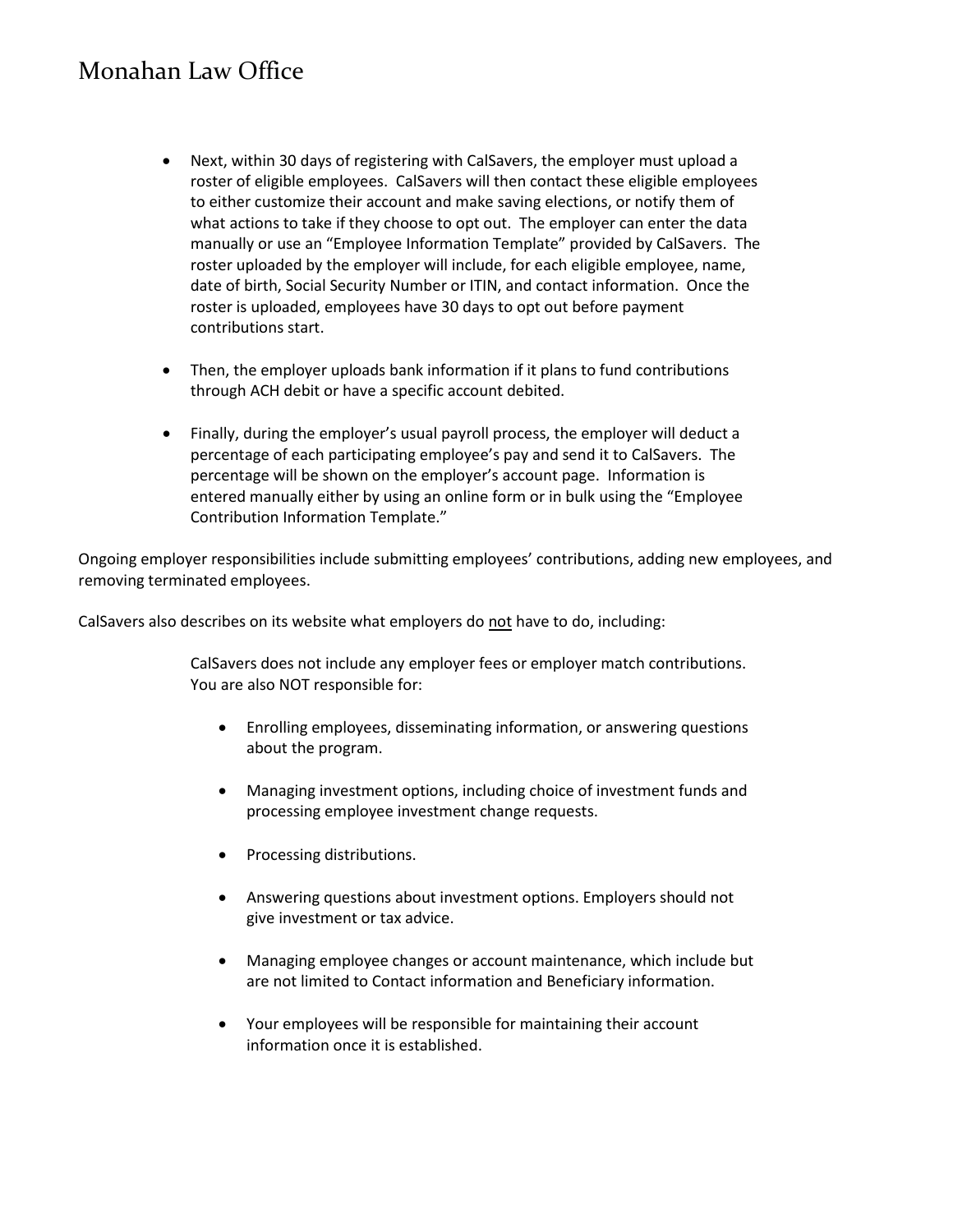- Next, within 30 days of registering with CalSavers, the employer must upload a roster of eligible employees. CalSavers will then contact these eligible employees to either customize their account and make saving elections, or notify them of what actions to take if they choose to opt out. The employer can enter the data manually or use an "Employee Information Template" provided by CalSavers. The roster uploaded by the employer will include, for each eligible employee, name, date of birth, Social Security Number or ITIN, and contact information. Once the roster is uploaded, employees have 30 days to opt out before payment contributions start.

- Then, the employer uploads bank information if it plans to fund contributions through ACH debit or have a specific account debited.

- Finally, during the employer's usual payroll process, the employer will deduct a percentage of each participating employee's pay and send it to CalSavers. The percentage will be shown on the employer's account page. Information is entered manually either by using an online form or in bulk using the "Employee Contribution Information Template."

Ongoing employer responsibilities include submitting employees' contributions, adding new employees, and removing terminated employees.

CalSavers also describes on its website what employers do <u>not</u> have to do, including:

> CalSavers does not include any employer fees or employer match contributions. You are also NOT responsible for:
>
> - Enrolling employees, disseminating information, or answering questions about the program.
>
> - Managing investment options, including choice of investment funds and processing employee investment change requests.
>
> - Processing distributions.
>
> - Answering questions about investment options. Employers should not give investment or tax advice.
>
> - Managing employee changes or account maintenance, which include but are not limited to Contact information and Beneficiary information.
>
> - Your employees will be responsible for maintaining their account information once it is established.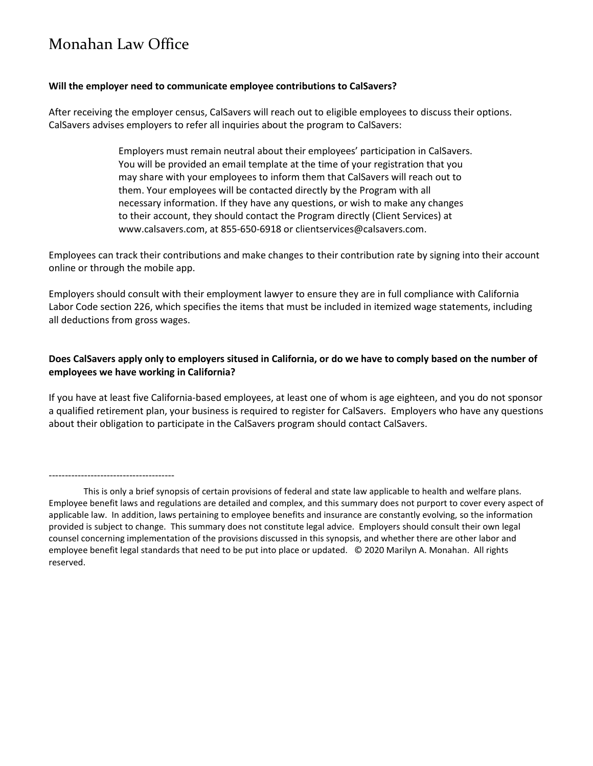**Will the employer need to communicate employee contributions to CalSavers?**

After receiving the employer census, CalSavers will reach out to eligible employees to discuss their options. CalSavers advises employers to refer all inquiries about the program to CalSavers:

> Employers must remain neutral about their employees' participation in CalSavers. You will be provided an email template at the time of your registration that you may share with your employees to inform them that CalSavers will reach out to them. Your employees will be contacted directly by the Program with all necessary information. If they have any questions, or wish to make any changes to their account, they should contact the Program directly (Client Services) at www.calsavers.com, at 855-650-6918 or clientservices@calsavers.com.

Employees can track their contributions and make changes to their contribution rate by signing into their account online or through the mobile app.

Employers should consult with their employment lawyer to ensure they are in full compliance with California Labor Code section 226, which specifies the items that must be included in itemized wage statements, including all deductions from gross wages.

**Does CalSavers apply only to employers sitused in California, or do we have to comply based on the number of employees we have working in California?**

If you have at least five California-based employees, at least one of whom is age eighteen, and you do not sponsor a qualified retirement plan, your business is required to register for CalSavers. Employers who have any questions about their obligation to participate in the CalSavers program should contact CalSavers.

---------------------------------------

This is only a brief synopsis of certain provisions of federal and state law applicable to health and welfare plans. Employee benefit laws and regulations are detailed and complex, and this summary does not purport to cover every aspect of applicable law. In addition, laws pertaining to employee benefits and insurance are constantly evolving, so the information provided is subject to change. This summary does not constitute legal advice. Employers should consult their own legal counsel concerning implementation of the provisions discussed in this synopsis, and whether there are other labor and employee benefit legal standards that need to be put into place or updated. © 2020 Marilyn A. Monahan. All rights reserved.